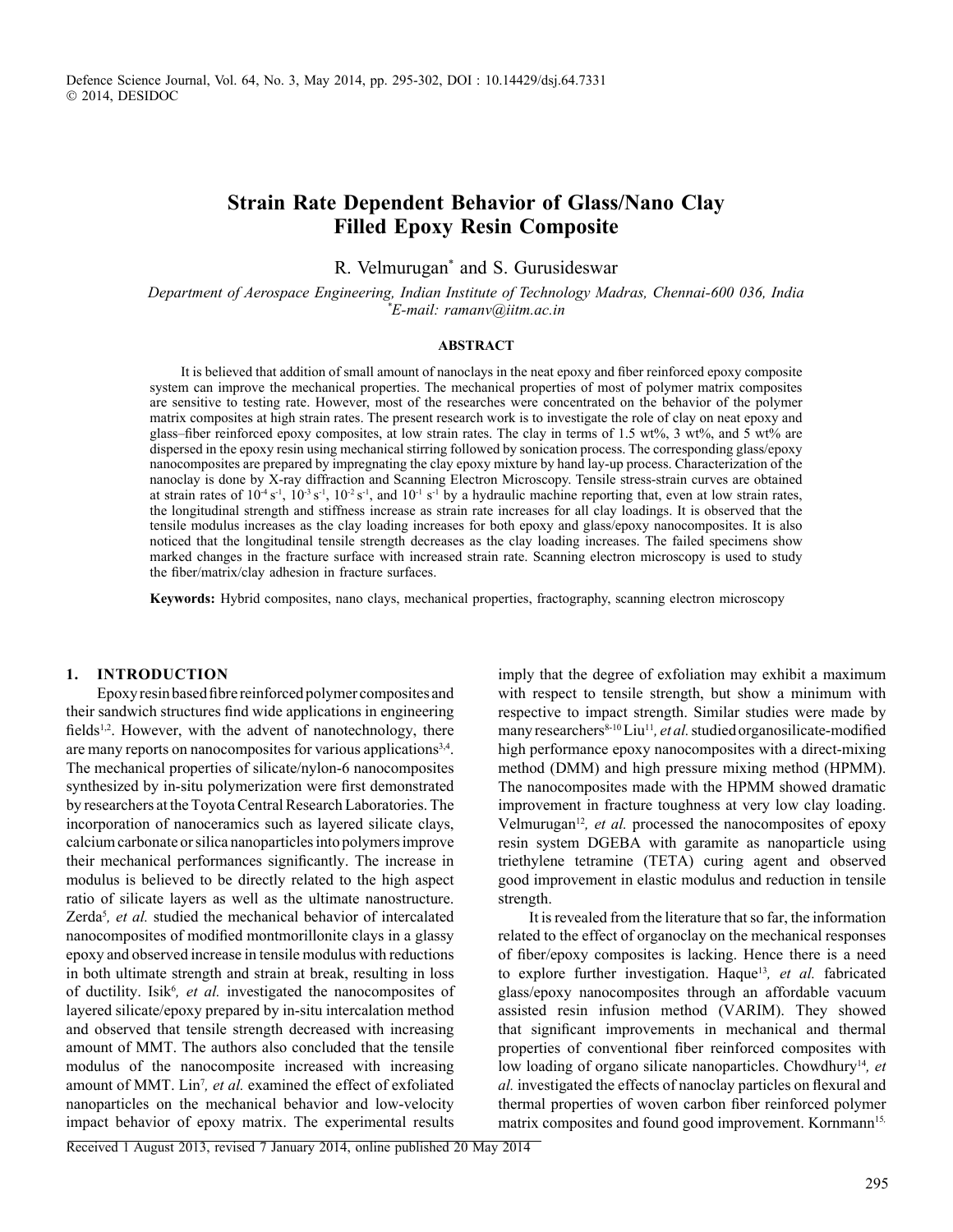# Strain Rate Dependent Behavior of Glass/Nano Clay Filled Epoxy Resin Composite

R. Velmurugan* and S. Gurusideswar

*Department of Aerospace Engineering, Indian Institute of Technology Madras, Chennai-600 036, India*
*\*E-mail: ramanv@iitm.ac.in*

## ABSTRACT

It is believed that addition of small amount of nanoclays in the neat epoxy and fiber reinforced epoxy composite system can improve the mechanical properties. The mechanical properties of most of polymer matrix composites are sensitive to testing rate. However, most of the researches were concentrated on the behavior of the polymer matrix composites at high strain rates. The present research work is to investigate the role of clay on neat epoxy and glass–fiber reinforced epoxy composites, at low strain rates. The clay in terms of 1.5 wt%, 3 wt%, and 5 wt% are dispersed in the epoxy resin using mechanical stirring followed by sonication process. The corresponding glass/epoxy nanocomposites are prepared by impregnating the clay epoxy mixture by hand lay-up process. Characterization of the nanoclay is done by X-ray diffraction and Scanning Electron Microscopy. Tensile stress-strain curves are obtained at strain rates of $10^{-4}$ s$^{-1}$, $10^{-3}$ s$^{-1}$, $10^{-2}$ s$^{-1}$, and $10^{-1}$ s$^{-1}$ by a hydraulic machine reporting that, even at low strain rates, the longitudinal strength and stiffness increase as strain rate increases for all clay loadings. It is observed that the tensile modulus increases as the clay loading increases for both epoxy and glass/epoxy nanocomposites. It is also noticed that the longitudinal tensile strength decreases as the clay loading increases. The failed specimens show marked changes in the fracture surface with increased strain rate. Scanning electron microscopy is used to study the fiber/matrix/clay adhesion in fracture surfaces.

**Keywords:** Hybrid composites, nano clays, mechanical properties, fractography, scanning electron microscopy

## 1. INTRODUCTION

Epoxy resin based fibre reinforced polymer composites and their sandwich structures find wide applications in engineering fields[1,2]. However, with the advent of nanotechnology, there are many reports on nanocomposites for various applications[3,4]. The mechanical properties of silicate/nylon-6 nanocomposites synthesized by in-situ polymerization were first demonstrated by researchers at the Toyota Central Research Laboratories. The incorporation of nanoceramics such as layered silicate clays, calcium carbonate or silica nanoparticles into polymers improve their mechanical performances significantly. The increase in modulus is believed to be directly related to the high aspect ratio of silicate layers as well as the ultimate nanostructure. Zerda[5], *et al.* studied the mechanical behavior of intercalated nanocomposites of modified montmorillonite clays in a glassy epoxy and observed increase in tensile modulus with reductions in both ultimate strength and strain at break, resulting in loss of ductility. Isik[6], *et al.* investigated the nanocomposites of layered silicate/epoxy prepared by in-situ intercalation method and observed that tensile strength decreased with increasing amount of MMT. The authors also concluded that the tensile modulus of the nanocomposite increased with increasing amount of MMT. Lin[7], *et al.* examined the effect of exfoliated nanoparticles on the mechanical behavior and low-velocity impact behavior of epoxy matrix. The experimental results imply that the degree of exfoliation may exhibit a maximum with respect to tensile strength, but show a minimum with respective to impact strength. Similar studies were made by many researchers[8-10] Liu[11], *et al.* studied organosilicate-modified high performance epoxy nanocomposites with a direct-mixing method (DMM) and high pressure mixing method (HPMM). The nanocomposites made with the HPMM showed dramatic improvement in fracture toughness at very low clay loading. Velmurugan[12], *et al.* processed the nanocomposites of epoxy resin system DGEBA with garamite as nanoparticle using triethylene tetramine (TETA) curing agent and observed good improvement in elastic modulus and reduction in tensile strength.

It is revealed from the literature that so far, the information related to the effect of organoclay on the mechanical responses of fiber/epoxy composites is lacking. Hence there is a need to explore further investigation. Haque[13], *et al.* fabricated glass/epoxy nanocomposites through an affordable vacuum assisted resin infusion method (VARIM). They showed that significant improvements in mechanical and thermal properties of conventional fiber reinforced composites with low loading of organo silicate nanoparticles. Chowdhury[14], *et al.* investigated the effects of nanoclay particles on flexural and thermal properties of woven carbon fiber reinforced polymer matrix composites and found good improvement. Kornmann[15],

Received 1 August 2013, revised 7 January 2014, online published 20 May 2014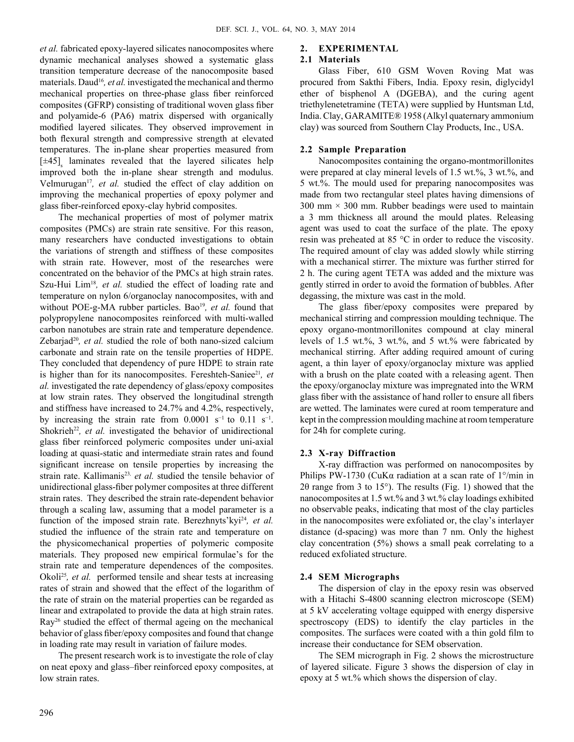*et al.* fabricated epoxy-layered silicates nanocomposites where dynamic mechanical analyses showed a systematic glass transition temperature decrease of the nanocomposite based materials. Daud[16], *et al.* investigated the mechanical and thermo mechanical properties on three-phase glass fiber reinforced composites (GFRP) consisting of traditional woven glass fiber and polyamide-6 (PA6) matrix dispersed with organically modified layered silicates. They observed improvement in both flexural strength and compressive strength at elevated temperatures. The in-plane shear properties measured from $[\pm 45]_s$ laminates revealed that the layered silicates help improved both the in-plane shear strength and modulus. Velmurugan[17], *et al.* studied the effect of clay addition on improving the mechanical properties of epoxy polymer and glass fiber-reinforced epoxy-clay hybrid composites.

The mechanical properties of most of polymer matrix composites (PMCs) are strain rate sensitive. For this reason, many researchers have conducted investigations to obtain the variations of strength and stiffness of these composites with strain rate. However, most of the researches were concentrated on the behavior of the PMCs at high strain rates. Szu-Hui Lim[18], *et al.* studied the effect of loading rate and temperature on nylon 6/organoclay nanocomposites, with and without POE-g-MA rubber particles. Bao[19], *et al.* found that polypropylene nanocomposites reinforced with multi-walled carbon nanotubes are strain rate and temperature dependence. Zebarjad[20], *et al.* studied the role of both nano-sized calcium carbonate and strain rate on the tensile properties of HDPE. They concluded that dependency of pure HDPE to strain rate is higher than for its nanocomposites. Fereshteh-Saniee[21], *et al.* investigated the rate dependency of glass/epoxy composites at low strain rates. They observed the longitudinal strength and stiffness have increased to 24.7% and 4.2%, respectively, by increasing the strain rate from 0.0001 $s^{-1}$ to 0.11 $s^{-1}$. Shokrieh[22], *et al.* investigated the behavior of unidirectional glass fiber reinforced polymeric composites under uni-axial loading at quasi-static and intermediate strain rates and found significant increase on tensile properties by increasing the strain rate. Kallimanis[23], *et al.* studied the tensile behavior of unidirectional glass-fiber polymer composites at three different strain rates. They described the strain rate-dependent behavior through a scaling law, assuming that a model parameter is a function of the imposed strain rate. Berezhnyts'kyi[24], *et al.* studied the influence of the strain rate and temperature on the physicomechanical properties of polymeric composite materials. They proposed new empirical formulae's for the strain rate and temperature dependences of the composites. Okoli[25], *et al.* performed tensile and shear tests at increasing rates of strain and showed that the effect of the logarithm of the rate of strain on the material properties can be regarded as linear and extrapolated to provide the data at high strain rates. Ray[26] studied the effect of thermal ageing on the mechanical behavior of glass fiber/epoxy composites and found that change in loading rate may result in variation of failure modes.

The present research work is to investigate the role of clay on neat epoxy and glass–fiber reinforced epoxy composites, at low strain rates.

## 2. EXPERIMENTAL

### 2.1 Materials

Glass Fiber, 610 GSM Woven Roving Mat was procured from Sakthi Fibers, India. Epoxy resin, diglycidyl ether of bisphenol A (DGEBA), and the curing agent triethylenetetramine (TETA) were supplied by Huntsman Ltd, India. Clay, GARAMITE® 1958 (Alkyl quaternary ammonium clay) was sourced from Southern Clay Products, Inc., USA.

### 2.2 Sample Preparation

Nanocomposites containing the organo-montmorillonites were prepared at clay mineral levels of 1.5 wt.%, 3 wt.%, and 5 wt.%. The mould used for preparing nanocomposites was made from two rectangular steel plates having dimensions of 300 mm × 300 mm. Rubber beadings were used to maintain a 3 mm thickness all around the mould plates. Releasing agent was used to coat the surface of the plate. The epoxy resin was preheated at 85 °C in order to reduce the viscosity. The required amount of clay was added slowly while stirring with a mechanical stirrer. The mixture was further stirred for 2 h. The curing agent TETA was added and the mixture was gently stirred in order to avoid the formation of bubbles. After degassing, the mixture was cast in the mold.

The glass fiber/epoxy composites were prepared by mechanical stirring and compression moulding technique. The epoxy organo-montmorillonites compound at clay mineral levels of 1.5 wt.%, 3 wt.%, and 5 wt.% were fabricated by mechanical stirring. After adding required amount of curing agent, a thin layer of epoxy/organoclay mixture was applied with a brush on the plate coated with a releasing agent. Then the epoxy/organoclay mixture was impregnated into the WRM glass fiber with the assistance of hand roller to ensure all fibers are wetted. The laminates were cured at room temperature and kept in the compression moulding machine at room temperature for 24h for complete curing.

### 2.3 X-ray Diffraction

X-ray diffraction was performed on nanocomposites by Philips PW-1730 (CuKα radiation at a scan rate of 1°/min in 2θ range from 3 to 15°). The results (Fig. 1) showed that the nanocomposites at 1.5 wt.% and 3 wt.% clay loadings exhibited no observable peaks, indicating that most of the clay particles in the nanocomposites were exfoliated or, the clay's interlayer distance (d-spacing) was more than 7 nm. Only the highest clay concentration (5%) shows a small peak correlating to a reduced exfoliated structure.

### 2.4 SEM Micrographs

The dispersion of clay in the epoxy resin was observed with a Hitachi S-4800 scanning electron microscope (SEM) at 5 kV accelerating voltage equipped with energy dispersive spectroscopy (EDS) to identify the clay particles in the composites. The surfaces were coated with a thin gold film to increase their conductance for SEM observation.

The SEM micrograph in Fig. 2 shows the microstructure of layered silicate. Figure 3 shows the dispersion of clay in epoxy at 5 wt.% which shows the dispersion of clay.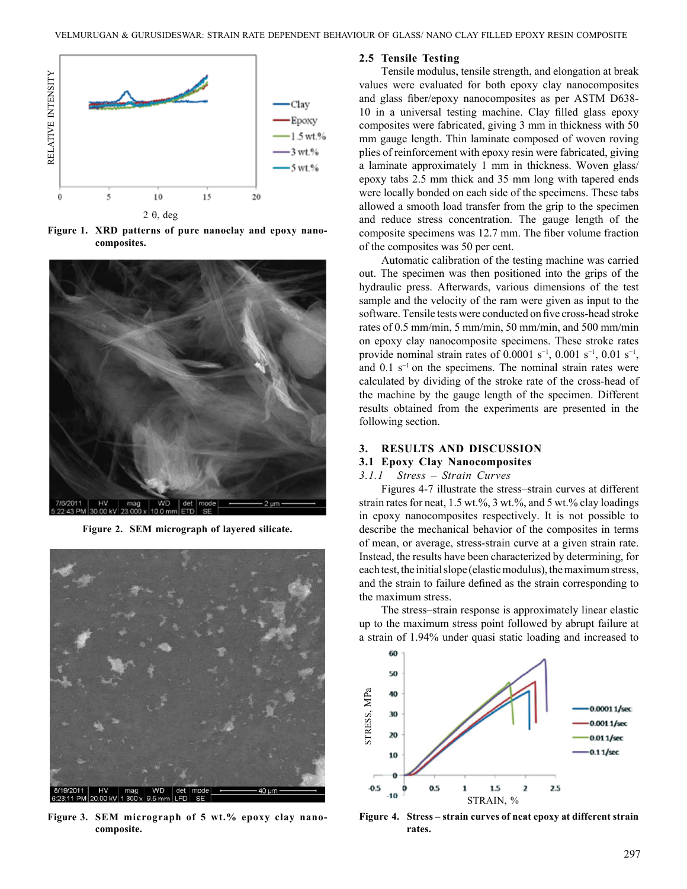## 2.5 Tensile Testing

Tensile modulus, tensile strength, and elongation at break values were evaluated for both epoxy clay nanocomposites and glass fiber/epoxy nanocomposites as per ASTM D638-10 in a universal testing machine. Clay filled glass epoxy composites were fabricated, giving 3 mm in thickness with 50 mm gauge length. Thin laminate composed of woven roving plies of reinforcement with epoxy resin were fabricated, giving a laminate approximately 1 mm in thickness. Woven glass/epoxy tabs 2.5 mm thick and 35 mm long with tapered ends were locally bonded on each side of the specimens. These tabs allowed a smooth load transfer from the grip to the specimen and reduce stress concentration. The gauge length of the composite specimens was 12.7 mm. The fiber volume fraction of the composites was 50 per cent.

Automatic calibration of the testing machine was carried out. The specimen was then positioned into the grips of the hydraulic press. Afterwards, various dimensions of the test sample and the velocity of the ram were given as input to the software. Tensile tests were conducted on five cross-head stroke rates of 0.5 mm/min, 5 mm/min, 50 mm/min, and 500 mm/min on epoxy clay nanocomposite specimens. These stroke rates provide nominal strain rates of 0.0001 $s^{-1}$, 0.001 $s^{-1}$, 0.01 $s^{-1}$, and 0.1 $s^{-1}$ on the specimens. The nominal strain rates were calculated by dividing of the stroke rate of the cross-head of the machine by the gauge length of the specimen. Different results obtained from the experiments are presented in the following section.

Figure 1. XRD patterns of pure nanoclay and epoxy nanocomposites.

Figure 2. SEM micrograph of layered silicate.

Figure 3. SEM micrograph of 5 wt.% epoxy clay nanocomposite.

## 3. RESULTS AND DISCUSSION

### 3.1 Epoxy Clay Nanocomposites

#### 3.1.1 Stress – Strain Curves

Figures 4-7 illustrate the stress–strain curves at different strain rates for neat, 1.5 wt.%, 3 wt.%, and 5 wt.% clay loadings in epoxy nanocomposites respectively. It is not possible to describe the mechanical behavior of the composites in terms of mean, or average, stress-strain curve at a given strain rate. Instead, the results have been characterized by determining, for each test, the initial slope (elastic modulus), the maximum stress, and the strain to failure defined as the strain corresponding to the maximum stress.

The stress–strain response is approximately linear elastic up to the maximum stress point followed by abrupt failure at a strain of 1.94% under quasi static loading and increased to

Figure 4. Stress – strain curves of neat epoxy at different strain rates.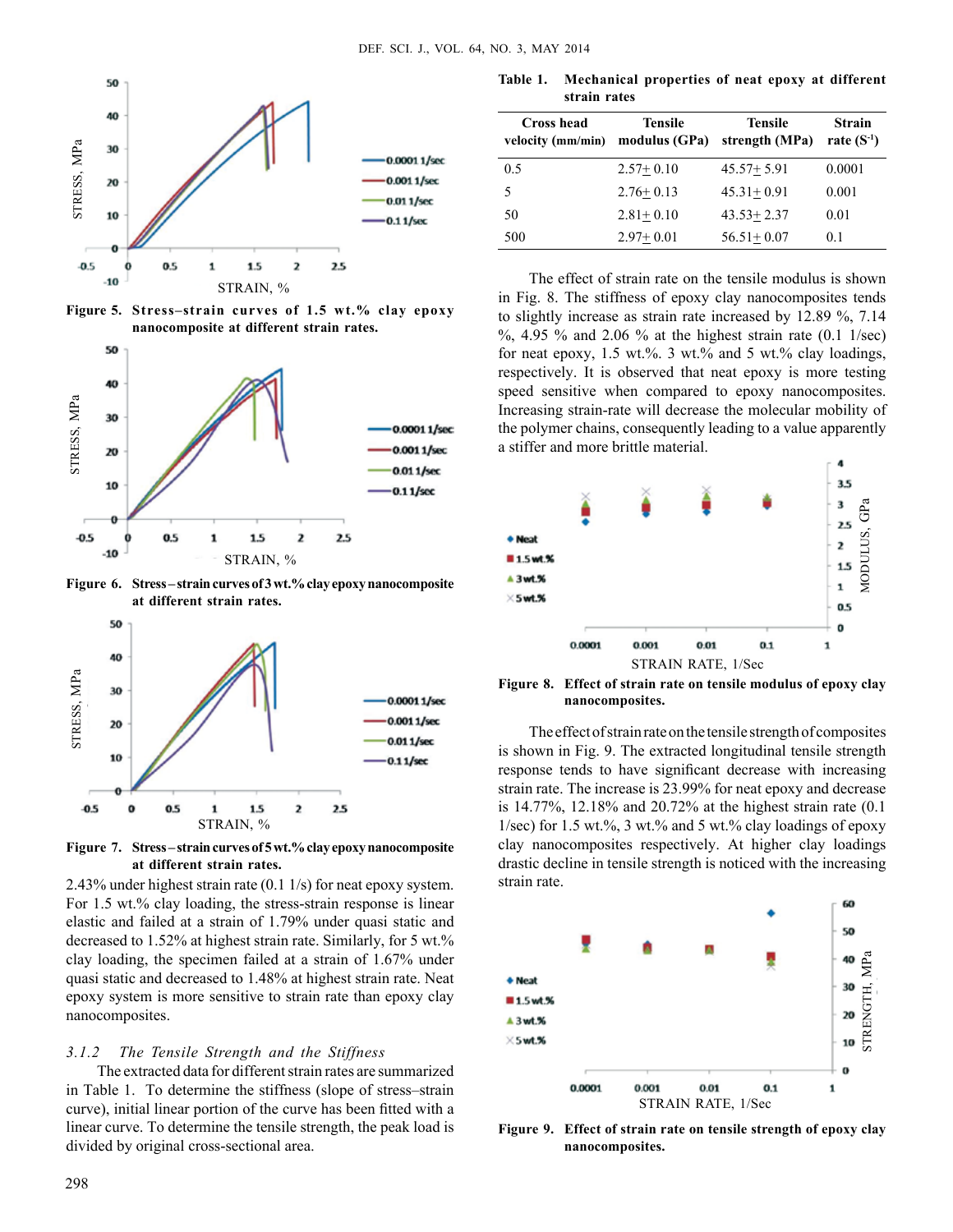Figure 5. Stress–strain curves of 1.5 wt.% clay epoxy nanocomposite at different strain rates.

Figure 6. Stress–strain curves of 3 wt.% clay epoxy nanocomposite at different strain rates.

Figure 7. Stress–strain curves of 5 wt.% clay epoxy nanocomposite at different strain rates.

2.43% under highest strain rate (0.1 1/s) for neat epoxy system. For 1.5 wt.% clay loading, the stress-strain response is linear elastic and failed at a strain of 1.79% under quasi static and decreased to 1.52% at highest strain rate. Similarly, for 5 wt.% clay loading, the specimen failed at a strain of 1.67% under quasi static and decreased to 1.48% at highest strain rate. Neat epoxy system is more sensitive to strain rate than epoxy clay nanocomposites.

### 3.1.2 *The Tensile Strength and the Stiffness*

The extracted data for different strain rates are summarized in Table 1. To determine the stiffness (slope of stress–strain curve), initial linear portion of the curve has been fitted with a linear curve. To determine the tensile strength, the peak load is divided by original cross-sectional area.

**Table 1. Mechanical properties of neat epoxy at different strain rates**

| Cross head velocity (mm/min) | Tensile modulus (GPa) | Tensile strength (MPa) | Strain rate ($S^{-1}$) |
|---|---|---|---|
| 0.5 | 2.57± 0.10 | 45.57± 5.91 | 0.0001 |
| 5 | 2.76± 0.13 | 45.31± 0.91 | 0.001 |
| 50 | 2.81± 0.10 | 43.53± 2.37 | 0.01 |
| 500 | 2.97± 0.01 | 56.51± 0.07 | 0.1 |

The effect of strain rate on the tensile modulus is shown in Fig. 8. The stiffness of epoxy clay nanocomposites tends to slightly increase as strain rate increased by 12.89 %, 7.14 %, 4.95 % and 2.06 % at the highest strain rate (0.1 1/sec) for neat epoxy, 1.5 wt.%. 3 wt.% and 5 wt.% clay loadings, respectively. It is observed that neat epoxy is more testing speed sensitive when compared to epoxy nanocomposites. Increasing strain-rate will decrease the molecular mobility of the polymer chains, consequently leading to a value apparently a stiffer and more brittle material.

Figure 8. Effect of strain rate on tensile modulus of epoxy clay nanocomposites.

The effect of strain rate on the tensile strength of composites is shown in Fig. 9. The extracted longitudinal tensile strength response tends to have significant decrease with increasing strain rate. The increase is 23.99% for neat epoxy and decrease is 14.77%, 12.18% and 20.72% at the highest strain rate (0.1 1/sec) for 1.5 wt.%, 3 wt.% and 5 wt.% clay loadings of epoxy clay nanocomposites respectively. At higher clay loadings drastic decline in tensile strength is noticed with the increasing strain rate.

Figure 9. Effect of strain rate on tensile strength of epoxy clay nanocomposites.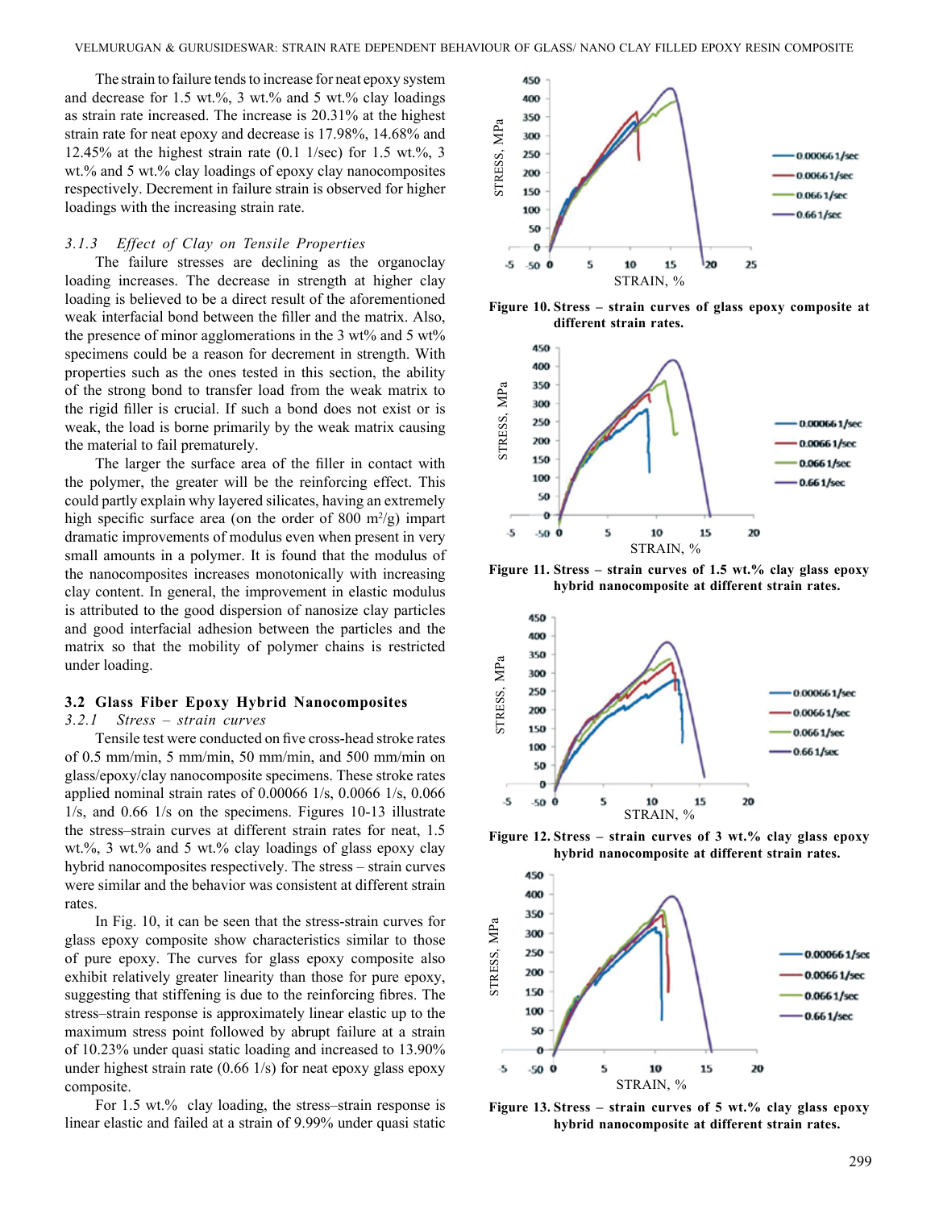The strain to failure tends to increase for neat epoxy system and decrease for 1.5 wt.%, 3 wt.% and 5 wt.% clay loadings as strain rate increased. The increase is 20.31% at the highest strain rate for neat epoxy and decrease is 17.98%, 14.68% and 12.45% at the highest strain rate (0.1 1/sec) for 1.5 wt.%, 3 wt.% and 5 wt.% clay loadings of epoxy clay nanocomposites respectively. Decrement in failure strain is observed for higher loadings with the increasing strain rate.

#### 3.1.3 *Effect of Clay on Tensile Properties*

The failure stresses are declining as the organoclay loading increases. The decrease in strength at higher clay loading is believed to be a direct result of the aforementioned weak interfacial bond between the filler and the matrix. Also, the presence of minor agglomerations in the 3 wt% and 5 wt% specimens could be a reason for decrement in strength. With properties such as the ones tested in this section, the ability of the strong bond to transfer load from the weak matrix to the rigid filler is crucial. If such a bond does not exist or is weak, the load is borne primarily by the weak matrix causing the material to fail prematurely.

The larger the surface area of the filler in contact with the polymer, the greater will be the reinforcing effect. This could partly explain why layered silicates, having an extremely high specific surface area (on the order of 800 $m^2/g$) impart dramatic improvements of modulus even when present in very small amounts in a polymer. It is found that the modulus of the nanocomposites increases monotonically with increasing clay content. In general, the improvement in elastic modulus is attributed to the good dispersion of nanosize clay particles and good interfacial adhesion between the particles and the matrix so that the mobility of polymer chains is restricted under loading.

### 3.2 Glass Fiber Epoxy Hybrid Nanocomposites

#### 3.2.1 *Stress – strain curves*

Tensile test were conducted on five cross-head stroke rates of 0.5 mm/min, 5 mm/min, 50 mm/min, and 500 mm/min on glass/epoxy/clay nanocomposite specimens. These stroke rates applied nominal strain rates of 0.00066 1/s, 0.0066 1/s, 0.066 1/s, and 0.66 1/s on the specimens. Figures 10-13 illustrate the stress–strain curves at different strain rates for neat, 1.5 wt.%, 3 wt.% and 5 wt.% clay loadings of glass epoxy clay hybrid nanocomposites respectively. The stress – strain curves were similar and the behavior was consistent at different strain rates.

In Fig. 10, it can be seen that the stress-strain curves for glass epoxy composite show characteristics similar to those of pure epoxy. The curves for glass epoxy composite also exhibit relatively greater linearity than those for pure epoxy, suggesting that stiffening is due to the reinforcing fibres. The stress–strain response is approximately linear elastic up to the maximum stress point followed by abrupt failure at a strain of 10.23% under quasi static loading and increased to 13.90% under highest strain rate (0.66 1/s) for neat epoxy glass epoxy composite.

For 1.5 wt.% clay loading, the stress–strain response is linear elastic and failed at a strain of 9.99% under quasi static

**Figure 10.** Stress – strain curves of glass epoxy composite at different strain rates.

**Figure 11.** Stress – strain curves of 1.5 wt.% clay glass epoxy hybrid nanocomposite at different strain rates.

**Figure 12.** Stress – strain curves of 3 wt.% clay glass epoxy hybrid nanocomposite at different strain rates.

**Figure 13.** Stress – strain curves of 5 wt.% clay glass epoxy hybrid nanocomposite at different strain rates.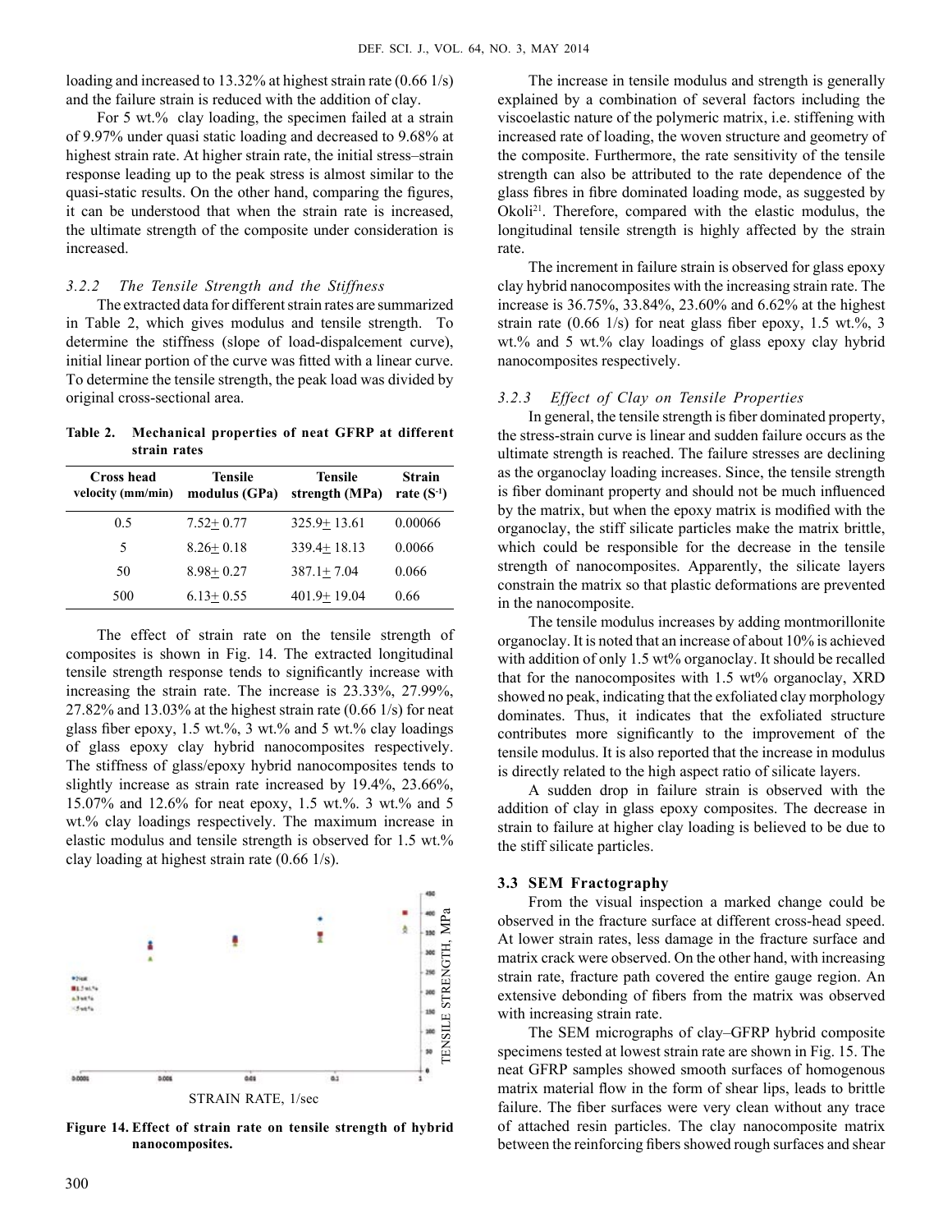loading and increased to 13.32% at highest strain rate (0.66 1/s) and the failure strain is reduced with the addition of clay.

For 5 wt.% clay loading, the specimen failed at a strain of 9.97% under quasi static loading and decreased to 9.68% at highest strain rate. At higher strain rate, the initial stress–strain response leading up to the peak stress is almost similar to the quasi-static results. On the other hand, comparing the figures, it can be understood that when the strain rate is increased, the ultimate strength of the composite under consideration is increased.

#### 3.2.2 The Tensile Strength and the Stiffness

The extracted data for different strain rates are summarized in Table 2, which gives modulus and tensile strength. To determine the stiffness (slope of load-dispalcement curve), initial linear portion of the curve was fitted with a linear curve. To determine the tensile strength, the peak load was divided by original cross-sectional area.

**Table 2. Mechanical properties of neat GFRP at different strain rates**

| Cross head velocity (mm/min) | Tensile modulus (GPa) | Tensile strength (MPa) | Strain rate ($S^{-1}$) |
|---|---|---|---|
| 0.5 | 7.52± 0.77 | 325.9± 13.61 | 0.00066 |
| 5 | 8.26± 0.18 | 339.4± 18.13 | 0.0066 |
| 50 | 8.98± 0.27 | 387.1± 7.04 | 0.066 |
| 500 | 6.13± 0.55 | 401.9± 19.04 | 0.66 |

The effect of strain rate on the tensile strength of composites is shown in Fig. 14. The extracted longitudinal tensile strength response tends to significantly increase with increasing the strain rate. The increase is 23.33%, 27.99%, 27.82% and 13.03% at the highest strain rate (0.66 1/s) for neat glass fiber epoxy, 1.5 wt.%, 3 wt.% and 5 wt.% clay loadings of glass epoxy clay hybrid nanocomposites respectively. The stiffness of glass/epoxy hybrid nanocomposites tends to slightly increase as strain rate increased by 19.4%, 23.66%, 15.07% and 12.6% for neat epoxy, 1.5 wt.%. 3 wt.% and 5 wt.% clay loadings respectively. The maximum increase in elastic modulus and tensile strength is observed for 1.5 wt.% clay loading at highest strain rate (0.66 1/s).

**Figure 14. Effect of strain rate on tensile strength of hybrid nanocomposites.**

The increase in tensile modulus and strength is generally explained by a combination of several factors including the viscoelastic nature of the polymeric matrix, i.e. stiffening with increased rate of loading, the woven structure and geometry of the composite. Furthermore, the rate sensitivity of the tensile strength can also be attributed to the rate dependence of the glass fibres in fibre dominated loading mode, as suggested by Okoli[21]. Therefore, compared with the elastic modulus, the longitudinal tensile strength is highly affected by the strain rate.

The increment in failure strain is observed for glass epoxy clay hybrid nanocomposites with the increasing strain rate. The increase is 36.75%, 33.84%, 23.60% and 6.62% at the highest strain rate (0.66 1/s) for neat glass fiber epoxy, 1.5 wt.%, 3 wt.% and 5 wt.% clay loadings of glass epoxy clay hybrid nanocomposites respectively.

#### 3.2.3 Effect of Clay on Tensile Properties

In general, the tensile strength is fiber dominated property, the stress-strain curve is linear and sudden failure occurs as the ultimate strength is reached. The failure stresses are declining as the organoclay loading increases. Since, the tensile strength is fiber dominant property and should not be much influenced by the matrix, but when the epoxy matrix is modified with the organoclay, the stiff silicate particles make the matrix brittle, which could be responsible for the decrease in the tensile strength of nanocomposites. Apparently, the silicate layers constrain the matrix so that plastic deformations are prevented in the nanocomposite.

The tensile modulus increases by adding montmorillonite organoclay. It is noted that an increase of about 10% is achieved with addition of only 1.5 wt% organoclay. It should be recalled that for the nanocomposites with 1.5 wt% organoclay, XRD showed no peak, indicating that the exfoliated clay morphology dominates. Thus, it indicates that the exfoliated structure contributes more significantly to the improvement of the tensile modulus. It is also reported that the increase in modulus is directly related to the high aspect ratio of silicate layers.

A sudden drop in failure strain is observed with the addition of clay in glass epoxy composites. The decrease in strain to failure at higher clay loading is believed to be due to the stiff silicate particles.

### 3.3 SEM Fractography

From the visual inspection a marked change could be observed in the fracture surface at different cross-head speed. At lower strain rates, less damage in the fracture surface and matrix crack were observed. On the other hand, with increasing strain rate, fracture path covered the entire gauge region. An extensive debonding of fibers from the matrix was observed with increasing strain rate.

The SEM micrographs of clay–GFRP hybrid composite specimens tested at lowest strain rate are shown in Fig. 15. The neat GFRP samples showed smooth surfaces of homogenous matrix material flow in the form of shear lips, leads to brittle failure. The fiber surfaces were very clean without any trace of attached resin particles. The clay nanocomposite matrix between the reinforcing fibers showed rough surfaces and shear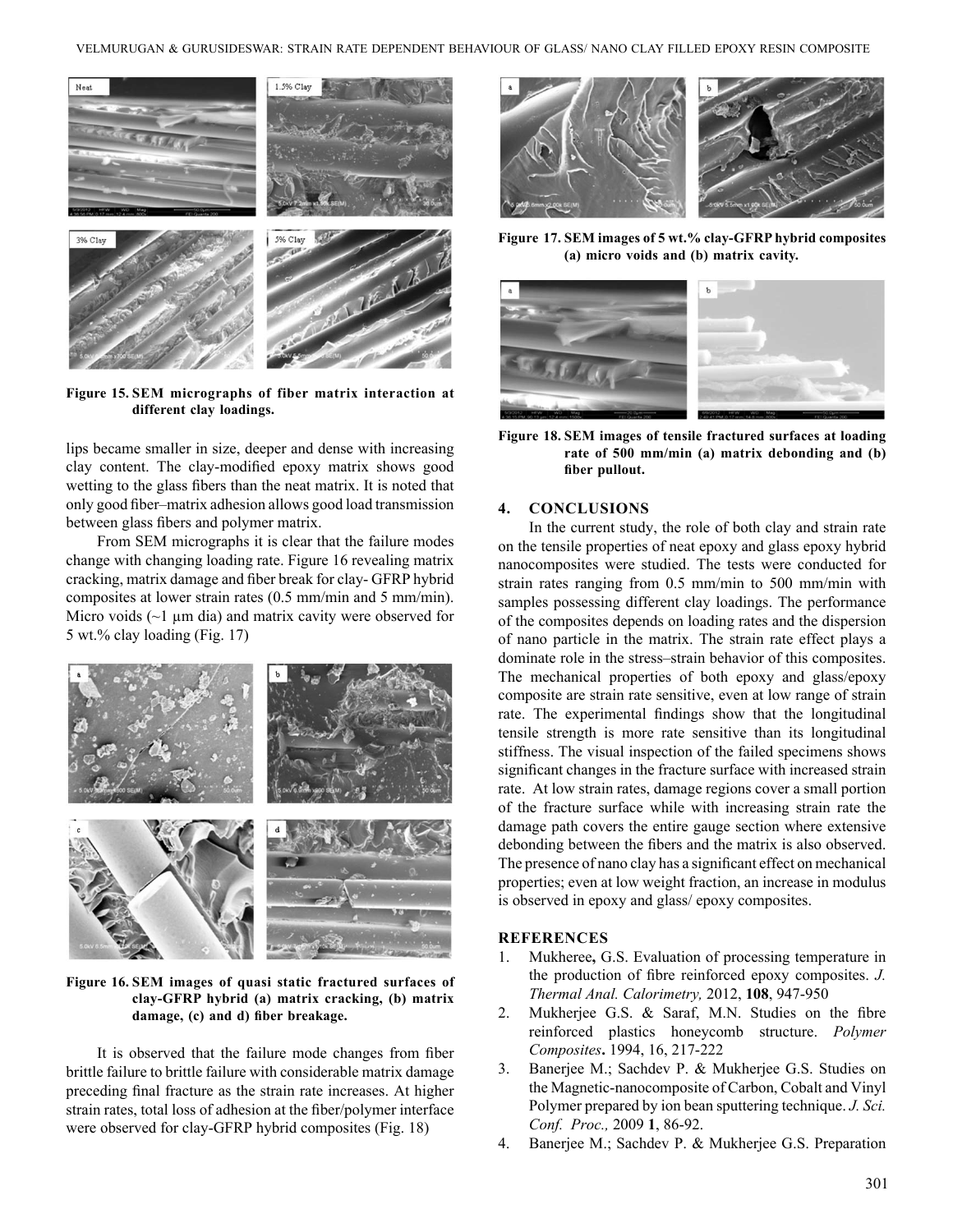Figure 15. SEM micrographs of fiber matrix interaction at different clay loadings.

lips became smaller in size, deeper and dense with increasing clay content. The clay-modified epoxy matrix shows good wetting to the glass fibers than the neat matrix. It is noted that only good fiber–matrix adhesion allows good load transmission between glass fibers and polymer matrix.

From SEM micrographs it is clear that the failure modes change with changing loading rate. Figure 16 revealing matrix cracking, matrix damage and fiber break for clay- GFRP hybrid composites at lower strain rates (0.5 mm/min and 5 mm/min). Micro voids (~1 µm dia) and matrix cavity were observed for 5 wt.% clay loading (Fig. 17)

Figure 16. SEM images of quasi static fractured surfaces of clay-GFRP hybrid (a) matrix cracking, (b) matrix damage, (c) and d) fiber breakage.

It is observed that the failure mode changes from fiber brittle failure to brittle failure with considerable matrix damage preceding final fracture as the strain rate increases. At higher strain rates, total loss of adhesion at the fiber/polymer interface were observed for clay-GFRP hybrid composites (Fig. 18)

Figure 17. SEM images of 5 wt.% clay-GFRP hybrid composites (a) micro voids and (b) matrix cavity.

Figure 18. SEM images of tensile fractured surfaces at loading rate of 500 mm/min (a) matrix debonding and (b) fiber pullout.

## 4. CONCLUSIONS

In the current study, the role of both clay and strain rate on the tensile properties of neat epoxy and glass epoxy hybrid nanocomposites were studied. The tests were conducted for strain rates ranging from 0.5 mm/min to 500 mm/min with samples possessing different clay loadings. The performance of the composites depends on loading rates and the dispersion of nano particle in the matrix. The strain rate effect plays a dominate role in the stress–strain behavior of this composites. The mechanical properties of both epoxy and glass/epoxy composite are strain rate sensitive, even at low range of strain rate. The experimental findings show that the longitudinal tensile strength is more rate sensitive than its longitudinal stiffness. The visual inspection of the failed specimens shows significant changes in the fracture surface with increased strain rate. At low strain rates, damage regions cover a small portion of the fracture surface while with increasing strain rate the damage path covers the entire gauge section where extensive debonding between the fibers and the matrix is also observed. The presence of nano clay has a significant effect on mechanical properties; even at low weight fraction, an increase in modulus is observed in epoxy and glass/ epoxy composites.

## REFERENCES

1. Mukheree**,** G.S. Evaluation of processing temperature in the production of fibre reinforced epoxy composites. *J. Thermal Anal. Calorimetry,* 2012, **108**, 947-950
2. Mukherjee G.S. & Saraf, M.N. Studies on the fibre reinforced plastics honeycomb structure. *Polymer Composites***.** 1994, 16, 217-222
3. Banerjee M.; Sachdev P. & Mukherjee G.S. Studies on the Magnetic-nanocomposite of Carbon, Cobalt and Vinyl Polymer prepared by ion bean sputtering technique. *J. Sci. Conf. Proc.,* 2009 **1**, 86-92.
4. Banerjee M.; Sachdev P. & Mukherjee G.S. Preparation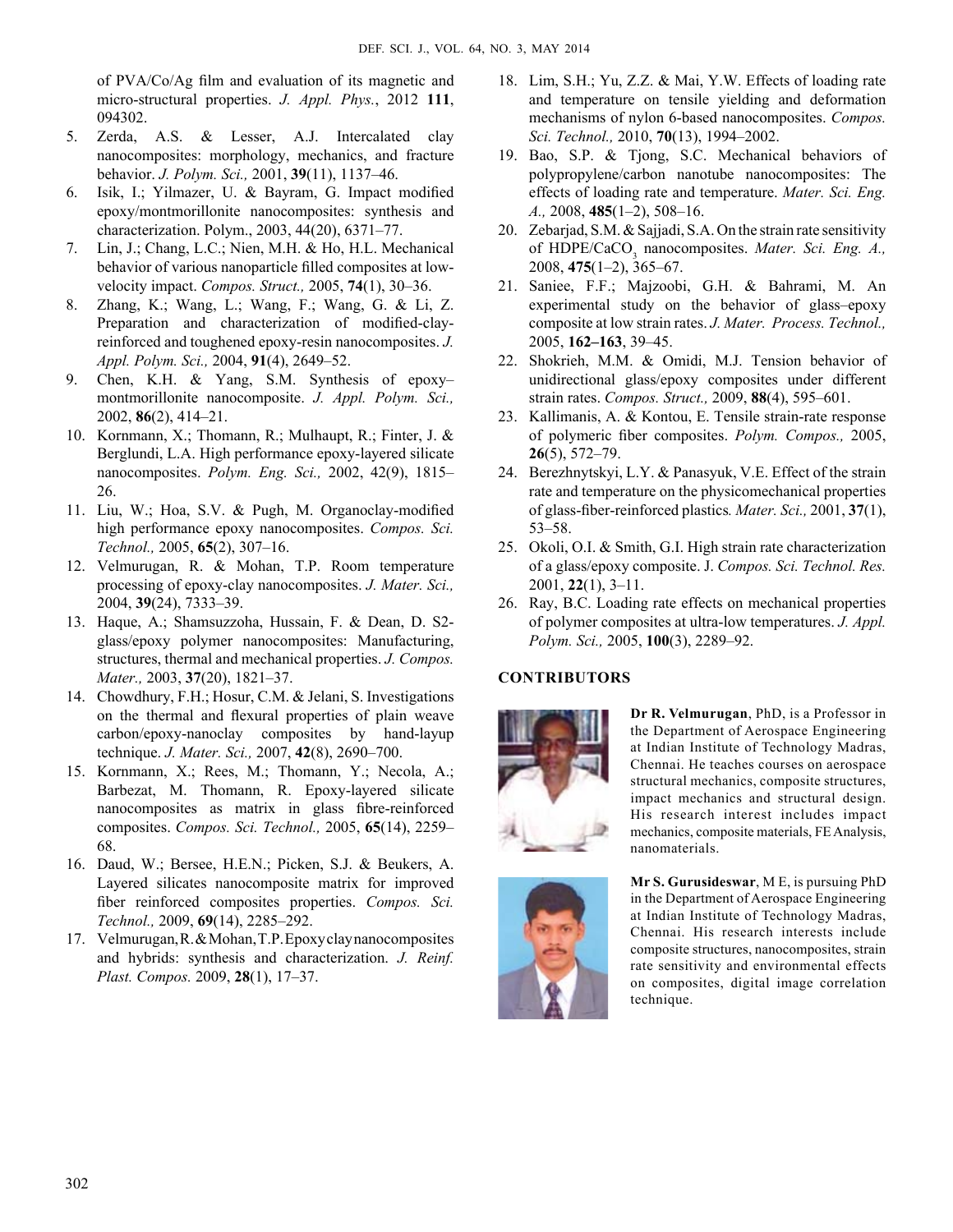of PVA/Co/Ag film and evaluation of its magnetic and micro-structural properties. *J. Appl. Phys.*, 2012 **111**, 094302.

5. Zerda, A.S. & Lesser, A.J. Intercalated clay nanocomposites: morphology, mechanics, and fracture behavior. *J. Polym. Sci.,* 2001, **39**(11), 1137–46.
6. Isik, I.; Yilmazer, U. & Bayram, G. Impact modified epoxy/montmorillonite nanocomposites: synthesis and characterization. Polym., 2003, 44(20), 6371–77.
7. Lin, J.; Chang, L.C.; Nien, M.H. & Ho, H.L. Mechanical behavior of various nanoparticle filled composites at low-velocity impact. *Compos. Struct.,* 2005, **74**(1), 30–36.
8. Zhang, K.; Wang, L.; Wang, F.; Wang, G. & Li, Z. Preparation and characterization of modified-clay-reinforced and toughened epoxy-resin nanocomposites. *J. Appl. Polym. Sci.,* 2004, **91**(4), 2649–52.
9. Chen, K.H. & Yang, S.M. Synthesis of epoxy–montmorillonite nanocomposite. *J. Appl. Polym. Sci.,* 2002, **86**(2), 414–21.
10. Kornmann, X.; Thomann, R.; Mulhaupt, R.; Finter, J. & Berglundi, L.A. High performance epoxy-layered silicate nanocomposites. *Polym. Eng. Sci.,* 2002, 42(9), 1815–26.
11. Liu, W.; Hoa, S.V. & Pugh, M. Organoclay-modified high performance epoxy nanocomposites. *Compos. Sci. Technol.,* 2005, **65**(2), 307–16.
12. Velmurugan, R. & Mohan, T.P. Room temperature processing of epoxy-clay nanocomposites. *J. Mater. Sci.,* 2004, **39**(24), 7333–39.
13. Haque, A.; Shamsuzzoha, Hussain, F. & Dean, D. S2-glass/epoxy polymer nanocomposites: Manufacturing, structures, thermal and mechanical properties. *J. Compos. Mater.,* 2003, **37**(20), 1821–37.
14. Chowdhury, F.H.; Hosur, C.M. & Jelani, S. Investigations on the thermal and flexural properties of plain weave carbon/epoxy-nanoclay composites by hand-layup technique. *J. Mater. Sci.,* 2007, **42**(8), 2690–700.
15. Kornmann, X.; Rees, M.; Thomann, Y.; Necola, A.; Barbezat, M. Thomann, R. Epoxy-layered silicate nanocomposites as matrix in glass fibre-reinforced composites. *Compos. Sci. Technol.,* 2005, **65**(14), 2259–68.
16. Daud, W.; Bersee, H.E.N.; Picken, S.J. & Beukers, A. Layered silicates nanocomposite matrix for improved fiber reinforced composites properties. *Compos. Sci. Technol.,* 2009, **69**(14), 2285–292.
17. Velmurugan, R. & Mohan, T.P. Epoxy clay nanocomposites and hybrids: synthesis and characterization. *J. Reinf. Plast. Compos.* 2009, **28**(1), 17–37.
18. Lim, S.H.; Yu, Z.Z. & Mai, Y.W. Effects of loading rate and temperature on tensile yielding and deformation mechanisms of nylon 6-based nanocomposites. *Compos. Sci. Technol.,* 2010, **70**(13), 1994–2002.
19. Bao, S.P. & Tjong, S.C. Mechanical behaviors of polypropylene/carbon nanotube nanocomposites: The effects of loading rate and temperature. *Mater. Sci. Eng. A.,* 2008, **485**(1–2), 508–16.
20. Zebarjad, S.M. & Sajjadi, S.A. On the strain rate sensitivity of HDPE/$CaCO_3$ nanocomposites. *Mater. Sci. Eng. A.,* 2008, **475**(1–2), 365–67.
21. Saniee, F.F.; Majzoobi, G.H. & Bahrami, M. An experimental study on the behavior of glass–epoxy composite at low strain rates. *J. Mater. Process. Technol.,* 2005, **162–163**, 39–45.
22. Shokrieh, M.M. & Omidi, M.J. Tension behavior of unidirectional glass/epoxy composites under different strain rates. *Compos. Struct.,* 2009, **88**(4), 595–601.
23. Kallimanis, A. & Kontou, E. Tensile strain-rate response of polymeric fiber composites. *Polym. Compos.,* 2005, **26**(5), 572–79.
24. Berezhnytskyi, L.Y. & Panasyuk, V.E. Effect of the strain rate and temperature on the physicomechanical properties of glass-fiber-reinforced plastics*. Mater. Sci.,* 2001, **37**(1), 53–58.
25. Okoli, O.I. & Smith, G.I. High strain rate characterization of a glass/epoxy composite. J. *Compos. Sci. Technol. Res.* 2001, **22**(1), 3–11.
26. Ray, B.C. Loading rate effects on mechanical properties of polymer composites at ultra-low temperatures. *J. Appl. Polym. Sci.,* 2005, **100**(3), 2289–92.

## CONTRIBUTORS

**Dr R. Velmurugan**, PhD, is a Professor in the Department of Aerospace Engineering at Indian Institute of Technology Madras, Chennai. He teaches courses on aerospace structural mechanics, composite structures, impact mechanics and structural design. His research interest includes impact mechanics, composite materials, FE Analysis, nanomaterials.

**Mr S. Gurusideswar**, M E, is pursuing PhD in the Department of Aerospace Engineering at Indian Institute of Technology Madras, Chennai. His research interests include composite structures, nanocomposites, strain rate sensitivity and environmental effects on composites, digital image correlation technique.